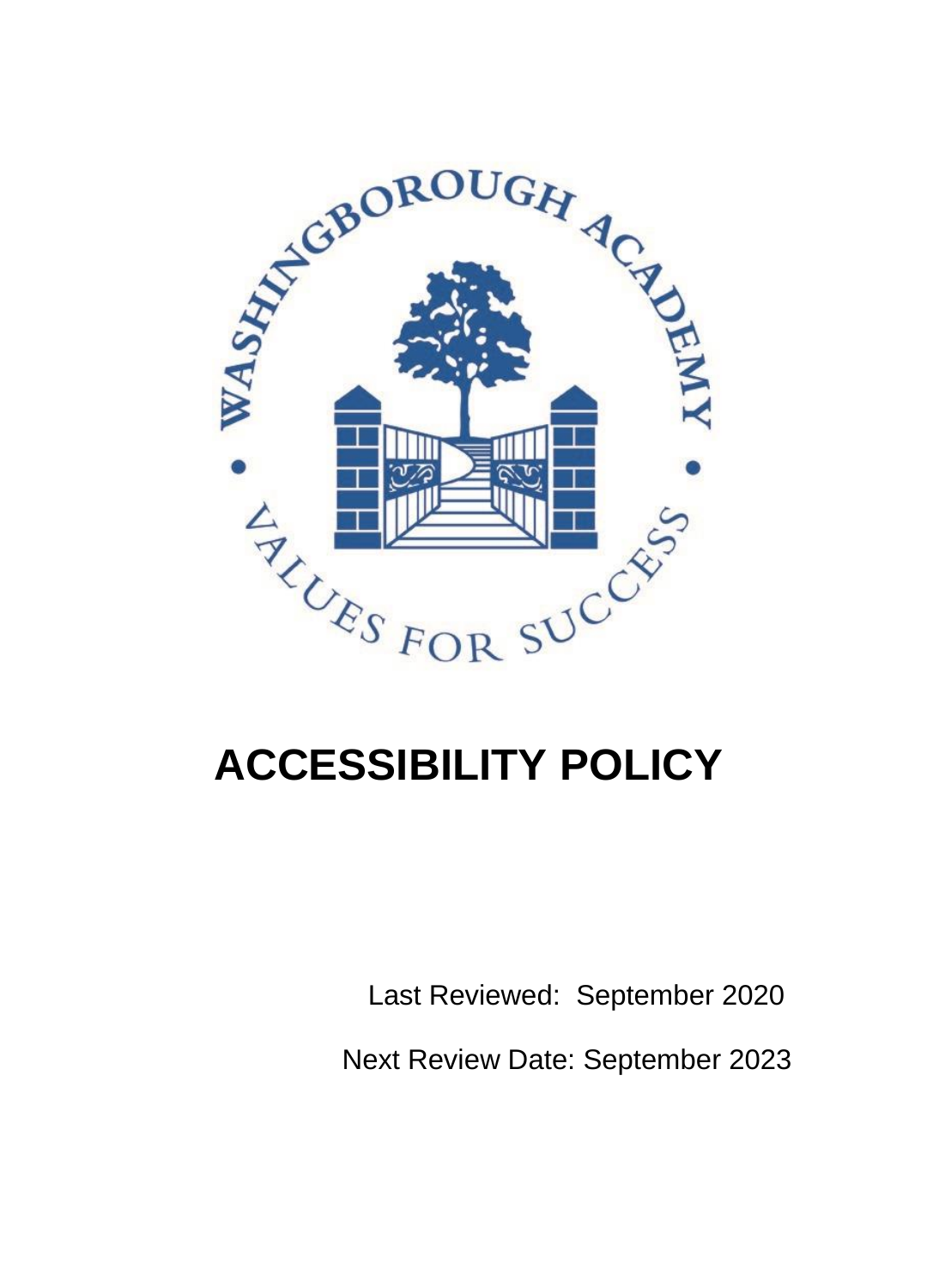# ACCESSIBILITY POLICY

Last Reviewed: September 2020

Next Review Date: September 2023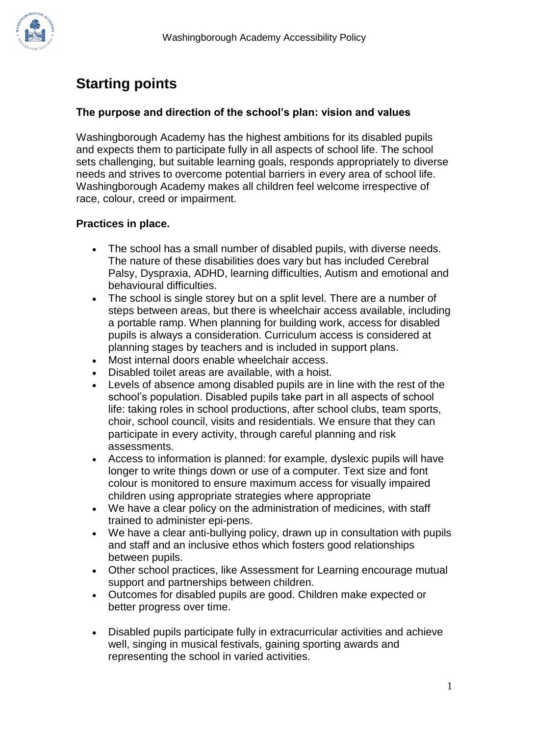# Starting points

### The purpose and direction of the school's plan: vision and values

Washingborough Academy has the highest ambitions for its disabled pupils and expects them to participate fully in all aspects of school life. The school sets challenging, but suitable learning goals, responds appropriately to diverse needs and strives to overcome potential barriers in every area of school life. Washingborough Academy makes all children feel welcome irrespective of race, colour, creed or impairment.

### Practices in place.

- The school has a small number of disabled pupils, with diverse needs. The nature of these disabilities does vary but has included Cerebral Palsy, Dyspraxia, ADHD, learning difficulties, Autism and emotional and behavioural difficulties.
- The school is single storey but on a split level. There are a number of steps between areas, but there is wheelchair access available, including a portable ramp. When planning for building work, access for disabled pupils is always a consideration. Curriculum access is considered at planning stages by teachers and is included in support plans.
- Most internal doors enable wheelchair access.
- Disabled toilet areas are available, with a hoist.
- Levels of absence among disabled pupils are in line with the rest of the school's population. Disabled pupils take part in all aspects of school life: taking roles in school productions, after school clubs, team sports, choir, school council, visits and residentials. We ensure that they can participate in every activity, through careful planning and risk assessments.
- Access to information is planned: for example, dyslexic pupils will have longer to write things down or use of a computer. Text size and font colour is monitored to ensure maximum access for visually impaired children using appropriate strategies where appropriate
- We have a clear policy on the administration of medicines, with staff trained to administer epi-pens.
- We have a clear anti-bullying policy, drawn up in consultation with pupils and staff and an inclusive ethos which fosters good relationships between pupils.
- Other school practices, like Assessment for Learning encourage mutual support and partnerships between children.
- Outcomes for disabled pupils are good. Children make expected or better progress over time.
- Disabled pupils participate fully in extracurricular activities and achieve well, singing in musical festivals, gaining sporting awards and representing the school in varied activities.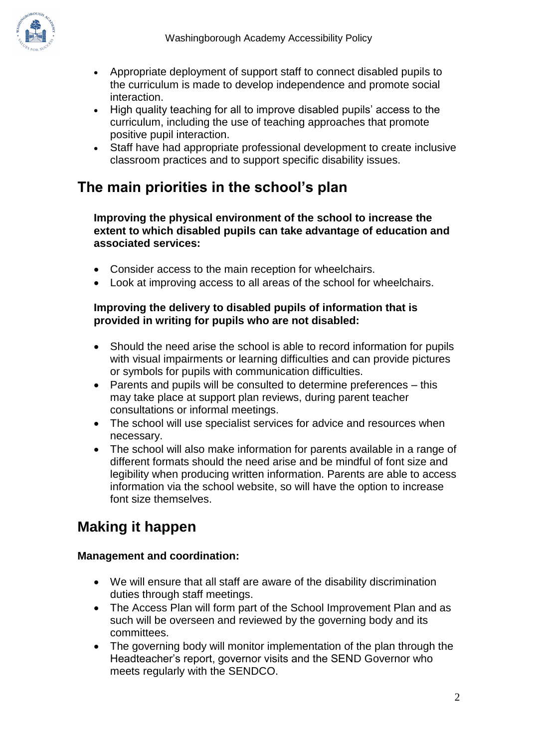- Appropriate deployment of support staff to connect disabled pupils to the curriculum is made to develop independence and promote social interaction.
- High quality teaching for all to improve disabled pupils' access to the curriculum, including the use of teaching approaches that promote positive pupil interaction.
- Staff have had appropriate professional development to create inclusive classroom practices and to support specific disability issues.

## The main priorities in the school's plan

**Improving the physical environment of the school to increase the extent to which disabled pupils can take advantage of education and associated services:**

- Consider access to the main reception for wheelchairs.
- Look at improving access to all areas of the school for wheelchairs.

**Improving the delivery to disabled pupils of information that is provided in writing for pupils who are not disabled:**

- Should the need arise the school is able to record information for pupils with visual impairments or learning difficulties and can provide pictures or symbols for pupils with communication difficulties.
- Parents and pupils will be consulted to determine preferences – this may take place at support plan reviews, during parent teacher consultations or informal meetings.
- The school will use specialist services for advice and resources when necessary.
- The school will also make information for parents available in a range of different formats should the need arise and be mindful of font size and legibility when producing written information. Parents are able to access information via the school website, so will have the option to increase font size themselves.

## Making it happen

**Management and coordination:**

- We will ensure that all staff are aware of the disability discrimination duties through staff meetings.
- The Access Plan will form part of the School Improvement Plan and as such will be overseen and reviewed by the governing body and its committees.
- The governing body will monitor implementation of the plan through the Headteacher's report, governor visits and the SEND Governor who meets regularly with the SENDCO.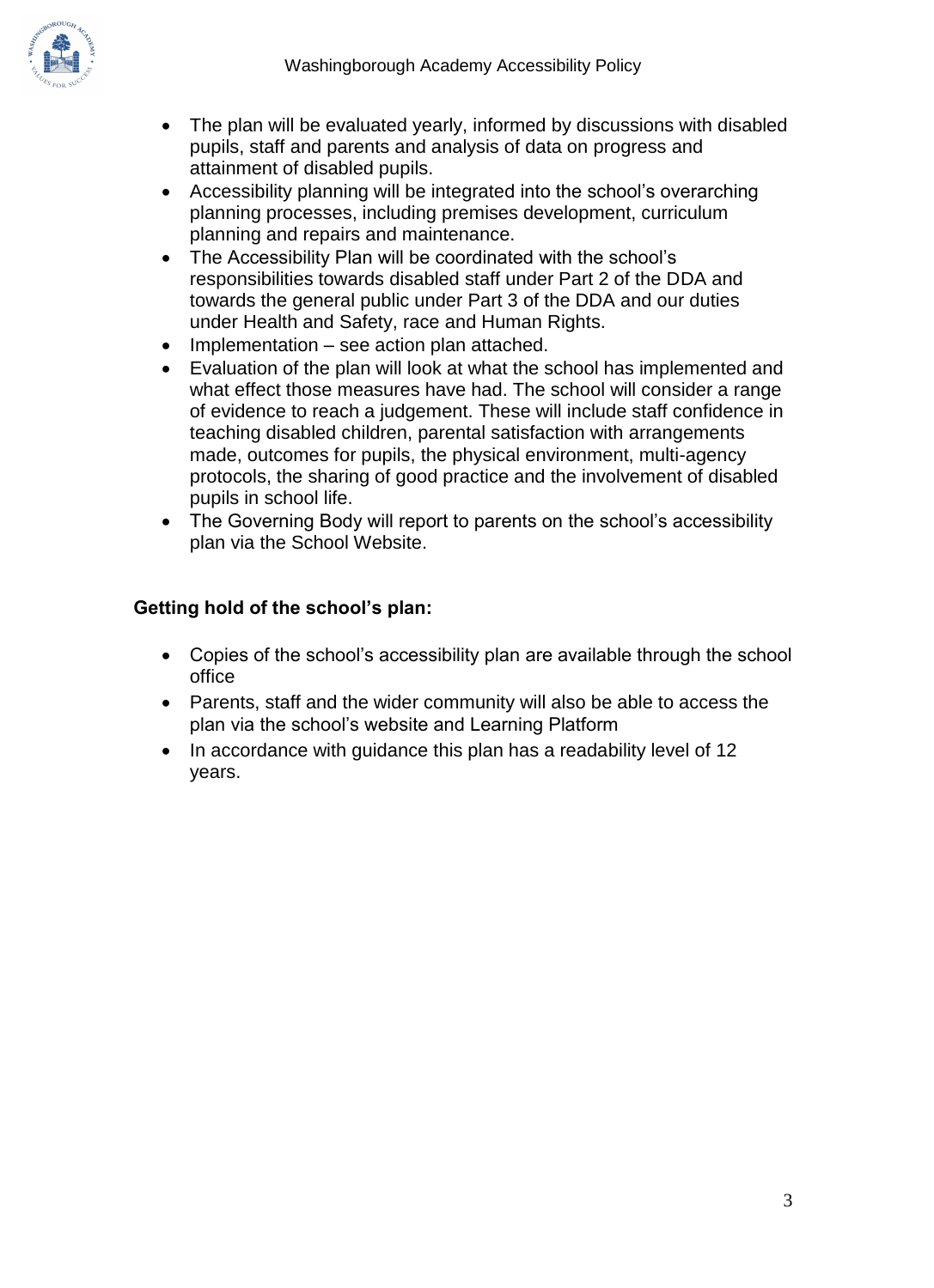- The plan will be evaluated yearly, informed by discussions with disabled pupils, staff and parents and analysis of data on progress and attainment of disabled pupils.
- Accessibility planning will be integrated into the school's overarching planning processes, including premises development, curriculum planning and repairs and maintenance.
- The Accessibility Plan will be coordinated with the school's responsibilities towards disabled staff under Part 2 of the DDA and towards the general public under Part 3 of the DDA and our duties under Health and Safety, race and Human Rights.
- Implementation – see action plan attached.
- Evaluation of the plan will look at what the school has implemented and what effect those measures have had. The school will consider a range of evidence to reach a judgement. These will include staff confidence in teaching disabled children, parental satisfaction with arrangements made, outcomes for pupils, the physical environment, multi-agency protocols, the sharing of good practice and the involvement of disabled pupils in school life.
- The Governing Body will report to parents on the school's accessibility plan via the School Website.

**Getting hold of the school's plan:**

- Copies of the school's accessibility plan are available through the school office
- Parents, staff and the wider community will also be able to access the plan via the school's website and Learning Platform
- In accordance with guidance this plan has a readability level of 12 years.